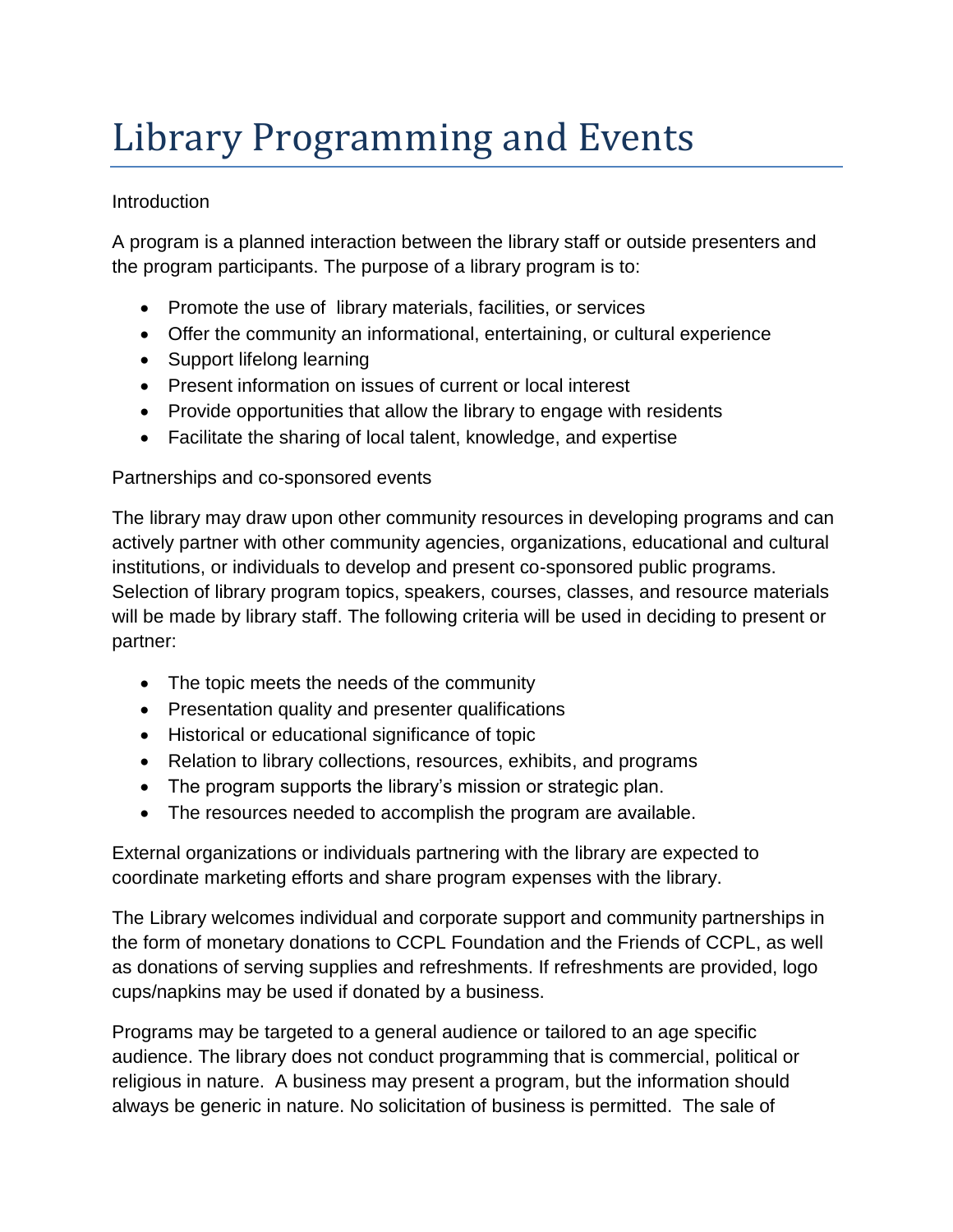# Library Programming and Events

## Introduction

A program is a planned interaction between the library staff or outside presenters and the program participants. The purpose of a library program is to:

- Promote the use of library materials, facilities, or services
- Offer the community an informational, entertaining, or cultural experience
- Support lifelong learning
- Present information on issues of current or local interest
- Provide opportunities that allow the library to engage with residents
- Facilitate the sharing of local talent, knowledge, and expertise

## Partnerships and co-sponsored events

The library may draw upon other community resources in developing programs and can actively partner with other community agencies, organizations, educational and cultural institutions, or individuals to develop and present co-sponsored public programs. Selection of library program topics, speakers, courses, classes, and resource materials will be made by library staff. The following criteria will be used in deciding to present or partner:

- The topic meets the needs of the community
- Presentation quality and presenter qualifications
- Historical or educational significance of topic
- Relation to library collections, resources, exhibits, and programs
- The program supports the library's mission or strategic plan.
- The resources needed to accomplish the program are available.

External organizations or individuals partnering with the library are expected to coordinate marketing efforts and share program expenses with the library.

The Library welcomes individual and corporate support and community partnerships in the form of monetary donations to CCPL Foundation and the Friends of CCPL, as well as donations of serving supplies and refreshments. If refreshments are provided, logo cups/napkins may be used if donated by a business.

Programs may be targeted to a general audience or tailored to an age specific audience. The library does not conduct programming that is commercial, political or religious in nature. A business may present a program, but the information should always be generic in nature. No solicitation of business is permitted. The sale of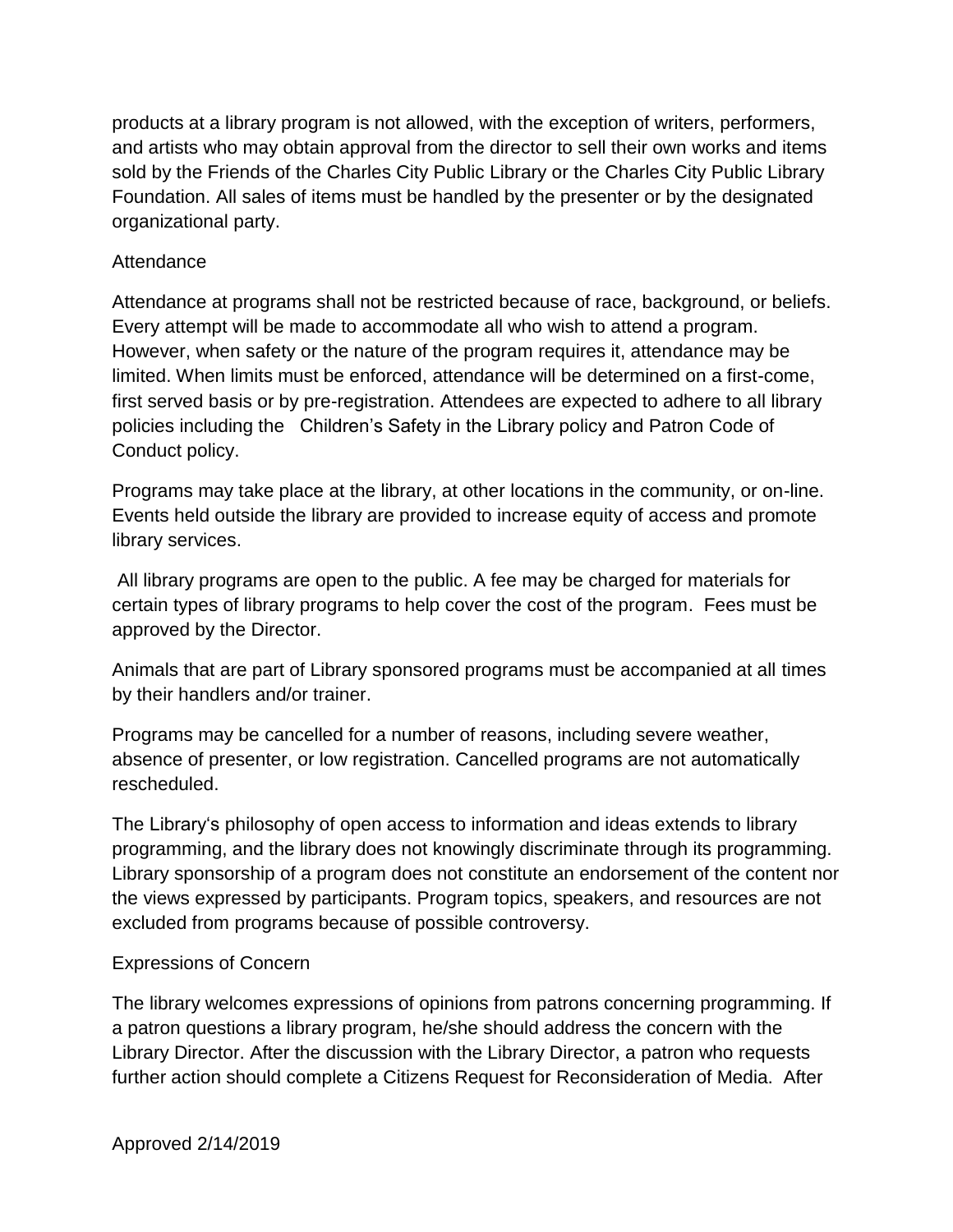products at a library program is not allowed, with the exception of writers, performers, and artists who may obtain approval from the director to sell their own works and items sold by the Friends of the Charles City Public Library or the Charles City Public Library Foundation. All sales of items must be handled by the presenter or by the designated organizational party.

## Attendance

Attendance at programs shall not be restricted because of race, background, or beliefs. Every attempt will be made to accommodate all who wish to attend a program. However, when safety or the nature of the program requires it, attendance may be limited. When limits must be enforced, attendance will be determined on a first-come, first served basis or by pre-registration. Attendees are expected to adhere to all library policies including the Children's Safety in the Library policy and Patron Code of Conduct policy.

Programs may take place at the library, at other locations in the community, or on-line. Events held outside the library are provided to increase equity of access and promote library services.

All library programs are open to the public. A fee may be charged for materials for certain types of library programs to help cover the cost of the program. Fees must be approved by the Director.

Animals that are part of Library sponsored programs must be accompanied at all times by their handlers and/or trainer.

Programs may be cancelled for a number of reasons, including severe weather, absence of presenter, or low registration. Cancelled programs are not automatically rescheduled.

The Library's philosophy of open access to information and ideas extends to library programming, and the library does not knowingly discriminate through its programming. Library sponsorship of a program does not constitute an endorsement of the content nor the views expressed by participants. Program topics, speakers, and resources are not excluded from programs because of possible controversy.

## Expressions of Concern

The library welcomes expressions of opinions from patrons concerning programming. If a patron questions a library program, he/she should address the concern with the Library Director. After the discussion with the Library Director, a patron who requests further action should complete a Citizens Request for Reconsideration of Media. After

Approved 2/14/2019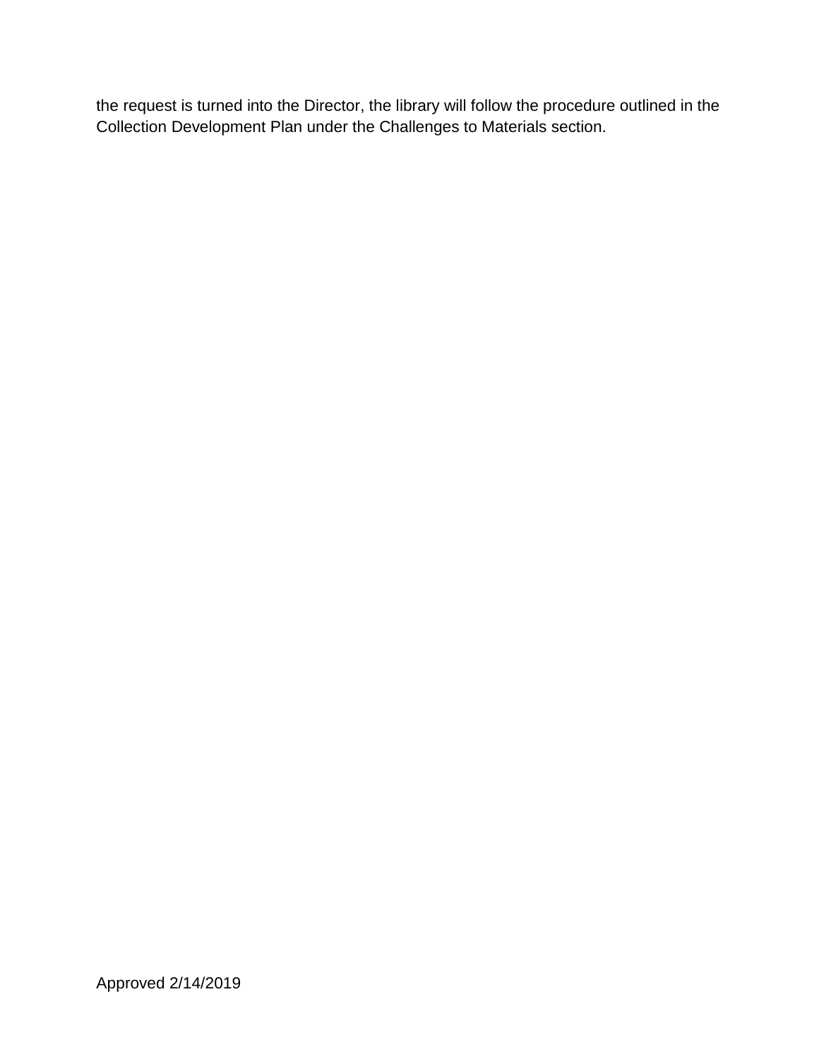the request is turned into the Director, the library will follow the procedure outlined in the Collection Development Plan under the Challenges to Materials section.

Approved 2/14/2019